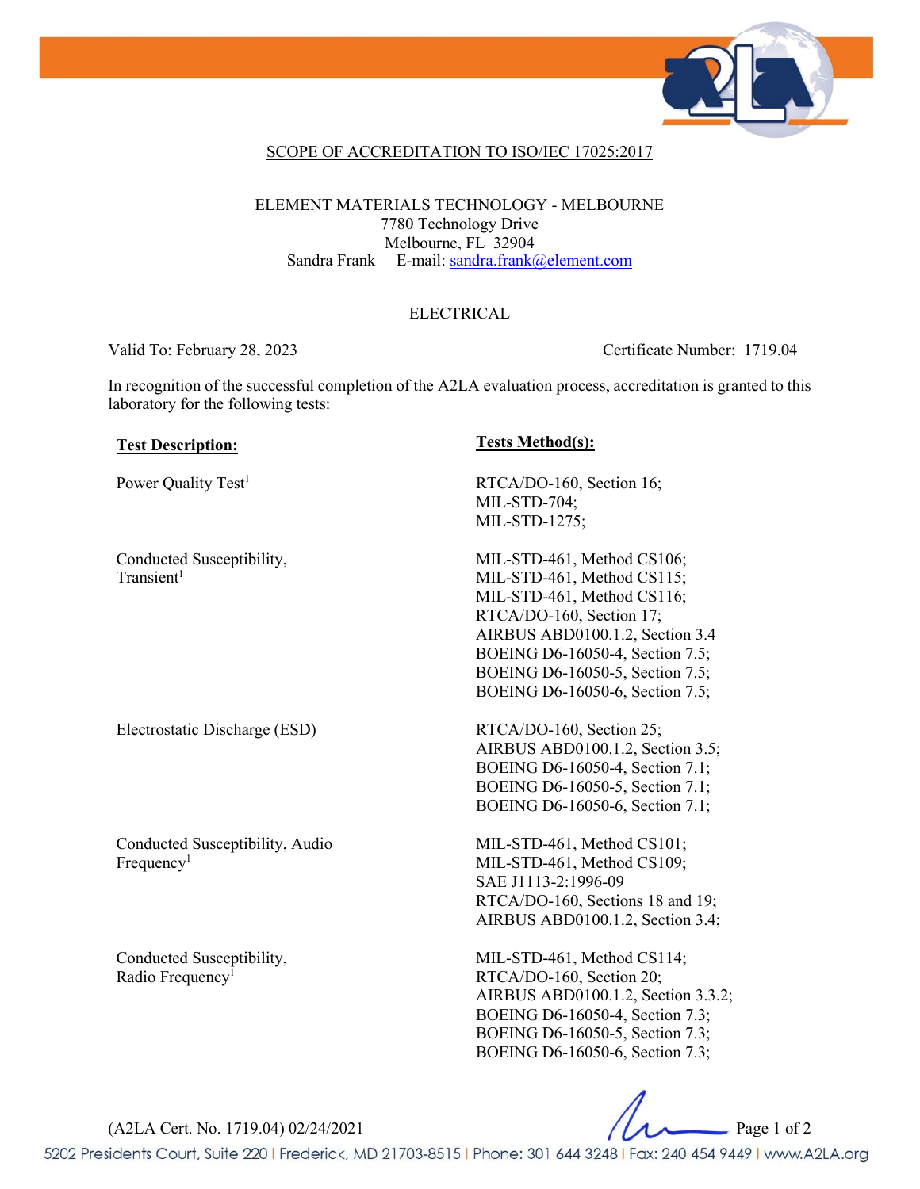## SCOPE OF ACCREDITATION TO ISO/IEC 17025:2017

ELEMENT MATERIALS TECHNOLOGY - MELBOURNE
7780 Technology Drive
Melbourne, FL 32904
Sandra Frank E-mail: sandra.frank@element.com

ELECTRICAL

Valid To: February 28, 2023 Certificate Number: 1719.04

In recognition of the successful completion of the A2LA evaluation process, accreditation is granted to this laboratory for the following tests:

| **Test Description:** | **Tests Method(s):** |
|---|---|
| Power Quality Test[1] | RTCA/DO-160, Section 16;<br>MIL-STD-704;<br>MIL-STD-1275; |
| Conducted Susceptibility, Transient[1] | MIL-STD-461, Method CS106;<br>MIL-STD-461, Method CS115;<br>MIL-STD-461, Method CS116;<br>RTCA/DO-160, Section 17;<br>AIRBUS ABD0100.1.2, Section 3.4<br>BOEING D6-16050-4, Section 7.5;<br>BOEING D6-16050-5, Section 7.5;<br>BOEING D6-16050-6, Section 7.5; |
| Electrostatic Discharge (ESD) | RTCA/DO-160, Section 25;<br>AIRBUS ABD0100.1.2, Section 3.5;<br>BOEING D6-16050-4, Section 7.1;<br>BOEING D6-16050-5, Section 7.1;<br>BOEING D6-16050-6, Section 7.1; |
| Conducted Susceptibility, Audio Frequency[1] | MIL-STD-461, Method CS101;<br>MIL-STD-461, Method CS109;<br>SAE J1113-2:1996-09<br>RTCA/DO-160, Sections 18 and 19;<br>AIRBUS ABD0100.1.2, Section 3.4; |
| Conducted Susceptibility, Radio Frequency[1] | MIL-STD-461, Method CS114;<br>RTCA/DO-160, Section 20;<br>AIRBUS ABD0100.1.2, Section 3.3.2;<br>BOEING D6-16050-4, Section 7.3;<br>BOEING D6-16050-5, Section 7.3;<br>BOEING D6-16050-6, Section 7.3; |

(A2LA Cert. No. 1719.04) 02/24/2021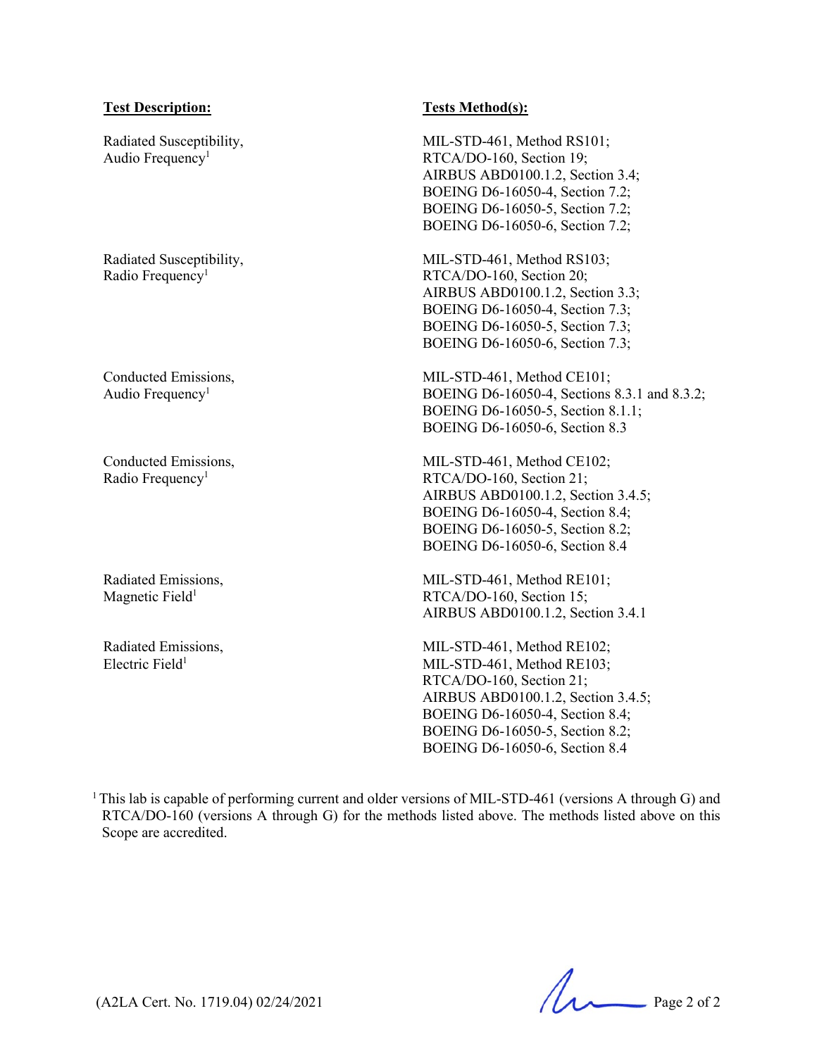| Test Description: | Tests Method(s): |
|---|---|
| Radiated Susceptibility, Audio Frequency[1] | MIL-STD-461, Method RS101; RTCA/DO-160, Section 19; AIRBUS ABD0100.1.2, Section 3.4; BOEING D6-16050-4, Section 7.2; BOEING D6-16050-5, Section 7.2; BOEING D6-16050-6, Section 7.2; |
| Radiated Susceptibility, Radio Frequency[1] | MIL-STD-461, Method RS103; RTCA/DO-160, Section 20; AIRBUS ABD0100.1.2, Section 3.3; BOEING D6-16050-4, Section 7.3; BOEING D6-16050-5, Section 7.3; BOEING D6-16050-6, Section 7.3; |
| Conducted Emissions, Audio Frequency[1] | MIL-STD-461, Method CE101; BOEING D6-16050-4, Sections 8.3.1 and 8.3.2; BOEING D6-16050-5, Section 8.1.1; BOEING D6-16050-6, Section 8.3 |
| Conducted Emissions, Radio Frequency[1] | MIL-STD-461, Method CE102; RTCA/DO-160, Section 21; AIRBUS ABD0100.1.2, Section 3.4.5; BOEING D6-16050-4, Section 8.4; BOEING D6-16050-5, Section 8.2; BOEING D6-16050-6, Section 8.4 |
| Radiated Emissions, Magnetic Field[1] | MIL-STD-461, Method RE101; RTCA/DO-160, Section 15; AIRBUS ABD0100.1.2, Section 3.4.1 |
| Radiated Emissions, Electric Field[1] | MIL-STD-461, Method RE102; MIL-STD-461, Method RE103; RTCA/DO-160, Section 21; AIRBUS ABD0100.1.2, Section 3.4.5; BOEING D6-16050-4, Section 8.4; BOEING D6-16050-5, Section 8.2; BOEING D6-16050-6, Section 8.4 |

[1] This lab is capable of performing current and older versions of MIL-STD-461 (versions A through G) and RTCA/DO-160 (versions A through G) for the methods listed above. The methods listed above on this Scope are accredited.

(A2LA Cert. No. 1719.04) 02/24/2021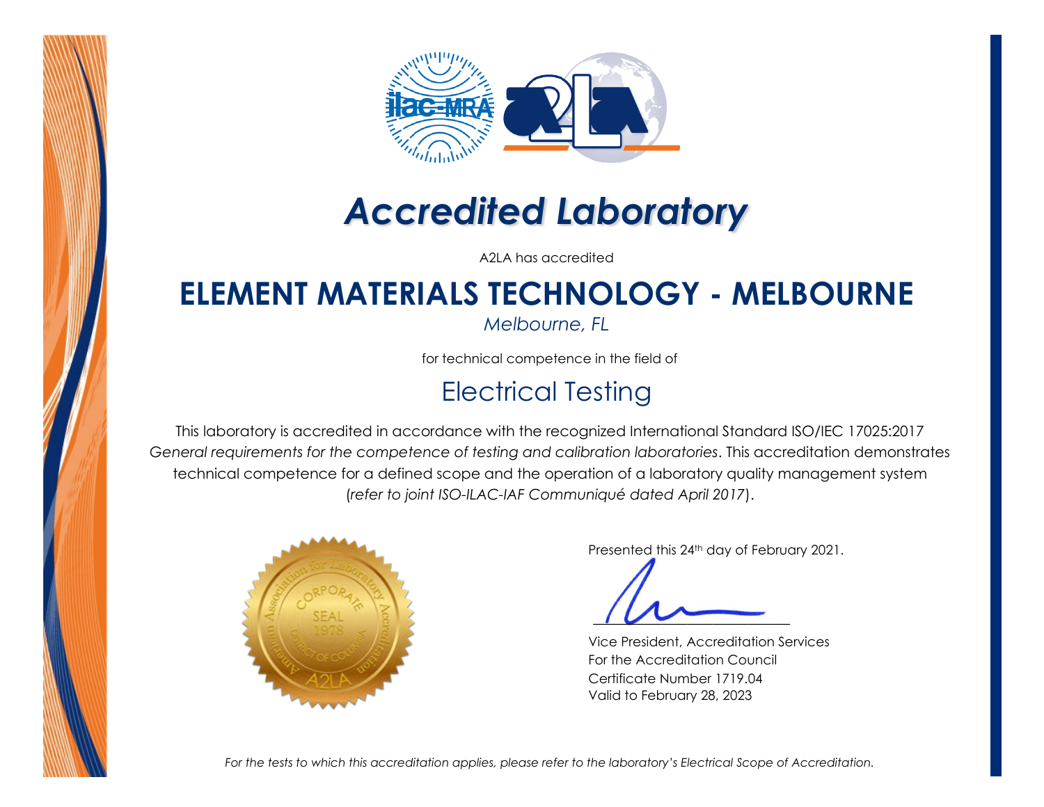# *Accredited Laboratory*

A2LA has accredited

## ELEMENT MATERIALS TECHNOLOGY - MELBOURNE

*Melbourne, FL*

for technical competence in the field of

## Electrical Testing

This laboratory is accredited in accordance with the recognized International Standard ISO/IEC 17025:2017 *General requirements for the competence of testing and calibration laboratories*. This accreditation demonstrates technical competence for a defined scope and the operation of a laboratory quality management system (*refer to joint ISO-ILAC-IAF Communiqué dated April 2017*).

Presented this 24th day of February 2021.

Vice President, Accreditation Services
For the Accreditation Council
Certificate Number 1719.04
Valid to February 28, 2023

*For the tests to which this accreditation applies, please refer to the laboratory's Electrical Scope of Accreditation.*